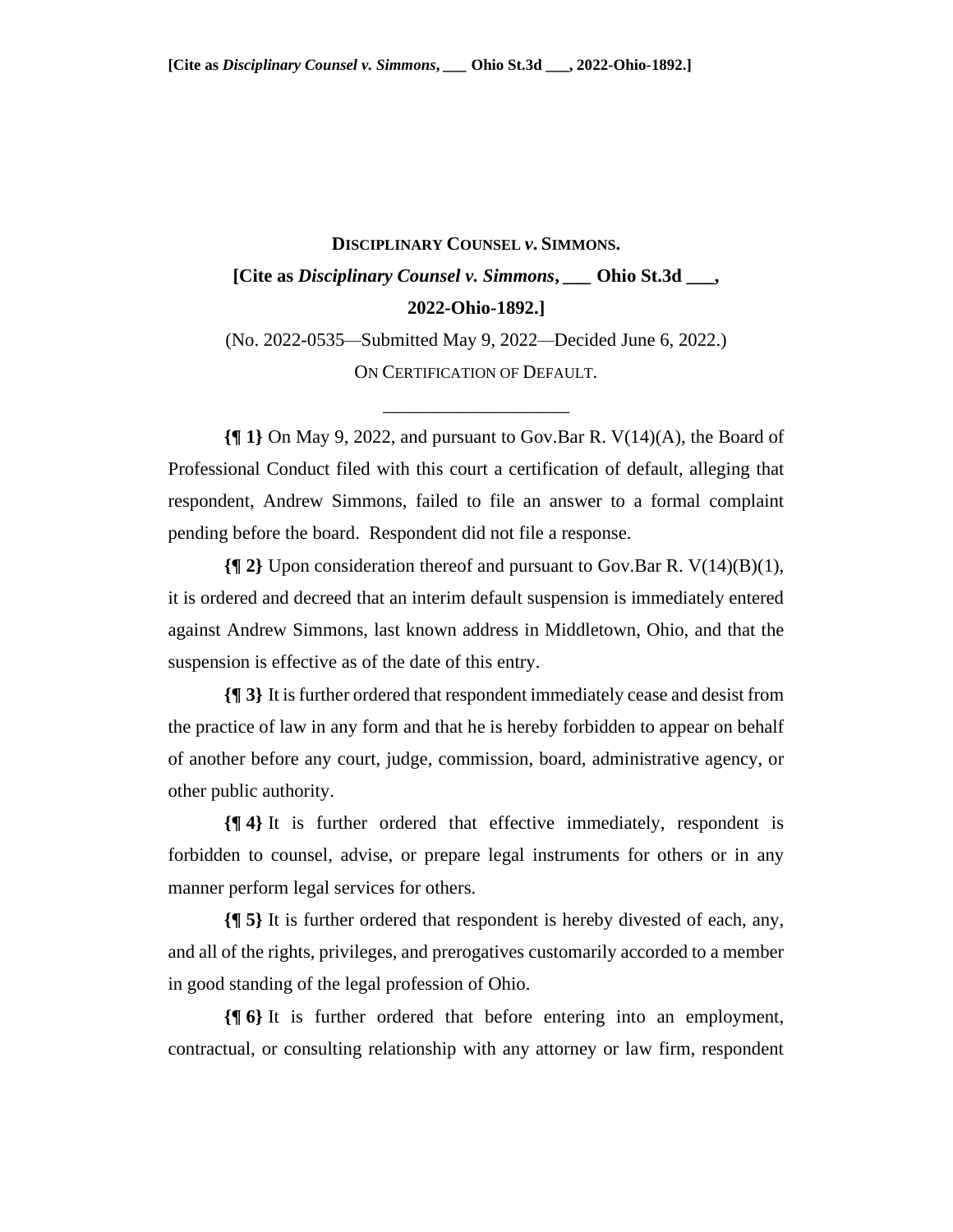**DISCIPLINARY COUNSEL *v*. SIMMONS.**

**[Cite as *Disciplinary Counsel v. Simmons*, \_\_\_ Ohio St.3d \_\_\_, 2022-Ohio-1892.]**

(No. 2022-0535—Submitted May 9, 2022—Decided June 6, 2022.)

ON CERTIFICATION OF DEFAULT.

\_\_\_\_\_\_\_\_\_\_\_\_\_\_\_\_\_\_\_\_

**{¶ 1}** On May 9, 2022, and pursuant to Gov.Bar R. V(14)(A), the Board of Professional Conduct filed with this court a certification of default, alleging that respondent, Andrew Simmons, failed to file an answer to a formal complaint pending before the board. Respondent did not file a response.

**{¶ 2}** Upon consideration thereof and pursuant to Gov.Bar R. V(14)(B)(1), it is ordered and decreed that an interim default suspension is immediately entered against Andrew Simmons, last known address in Middletown, Ohio, and that the suspension is effective as of the date of this entry.

**{¶ 3}** It is further ordered that respondent immediately cease and desist from the practice of law in any form and that he is hereby forbidden to appear on behalf of another before any court, judge, commission, board, administrative agency, or other public authority.

**{¶ 4}** It is further ordered that effective immediately, respondent is forbidden to counsel, advise, or prepare legal instruments for others or in any manner perform legal services for others.

**{¶ 5}** It is further ordered that respondent is hereby divested of each, any, and all of the rights, privileges, and prerogatives customarily accorded to a member in good standing of the legal profession of Ohio.

**{¶ 6}** It is further ordered that before entering into an employment, contractual, or consulting relationship with any attorney or law firm, respondent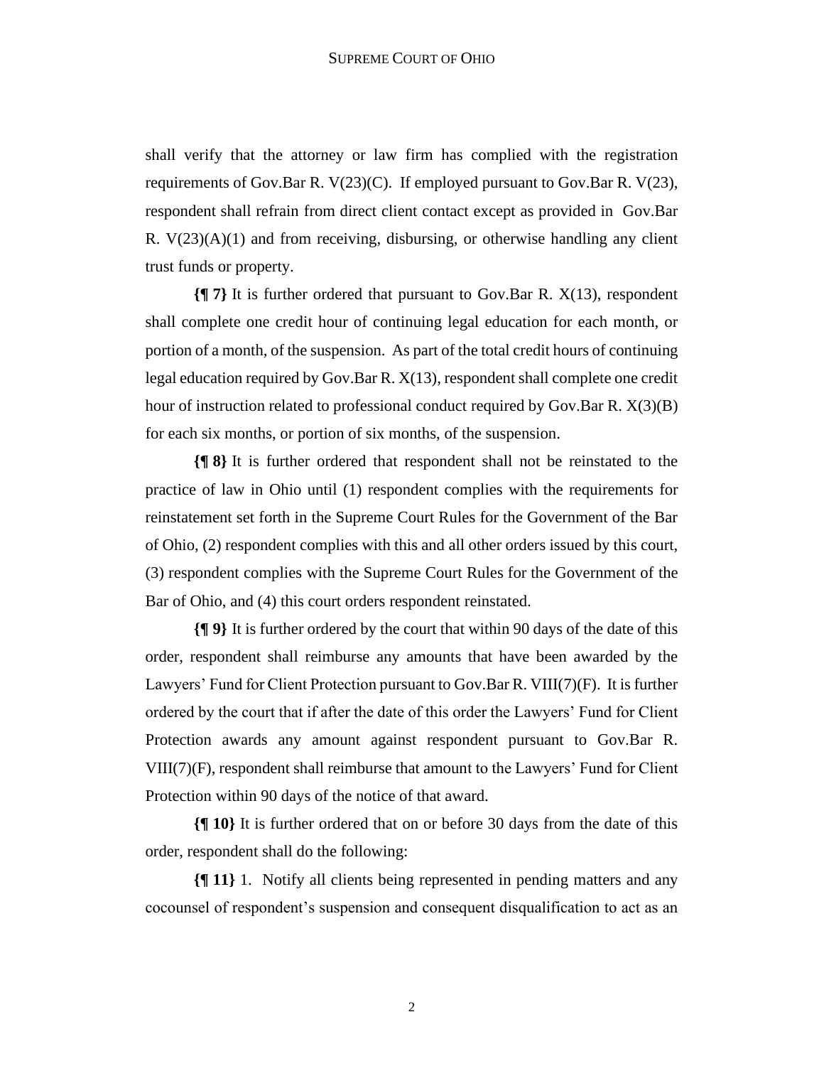shall verify that the attorney or law firm has complied with the registration requirements of Gov.Bar R. V(23)(C). If employed pursuant to Gov.Bar R. V(23), respondent shall refrain from direct client contact except as provided in Gov.Bar R. V(23)(A)(1) and from receiving, disbursing, or otherwise handling any client trust funds or property.

**{¶ 7}** It is further ordered that pursuant to Gov.Bar R. X(13), respondent shall complete one credit hour of continuing legal education for each month, or portion of a month, of the suspension. As part of the total credit hours of continuing legal education required by Gov.Bar R. X(13), respondent shall complete one credit hour of instruction related to professional conduct required by Gov.Bar R. X(3)(B) for each six months, or portion of six months, of the suspension.

**{¶ 8}** It is further ordered that respondent shall not be reinstated to the practice of law in Ohio until (1) respondent complies with the requirements for reinstatement set forth in the Supreme Court Rules for the Government of the Bar of Ohio, (2) respondent complies with this and all other orders issued by this court, (3) respondent complies with the Supreme Court Rules for the Government of the Bar of Ohio, and (4) this court orders respondent reinstated.

**{¶ 9}** It is further ordered by the court that within 90 days of the date of this order, respondent shall reimburse any amounts that have been awarded by the Lawyers' Fund for Client Protection pursuant to Gov.Bar R. VIII(7)(F). It is further ordered by the court that if after the date of this order the Lawyers' Fund for Client Protection awards any amount against respondent pursuant to Gov.Bar R. VIII(7)(F), respondent shall reimburse that amount to the Lawyers' Fund for Client Protection within 90 days of the notice of that award.

**{¶ 10}** It is further ordered that on or before 30 days from the date of this order, respondent shall do the following:

**{¶ 11}** 1. Notify all clients being represented in pending matters and any cocounsel of respondent's suspension and consequent disqualification to act as an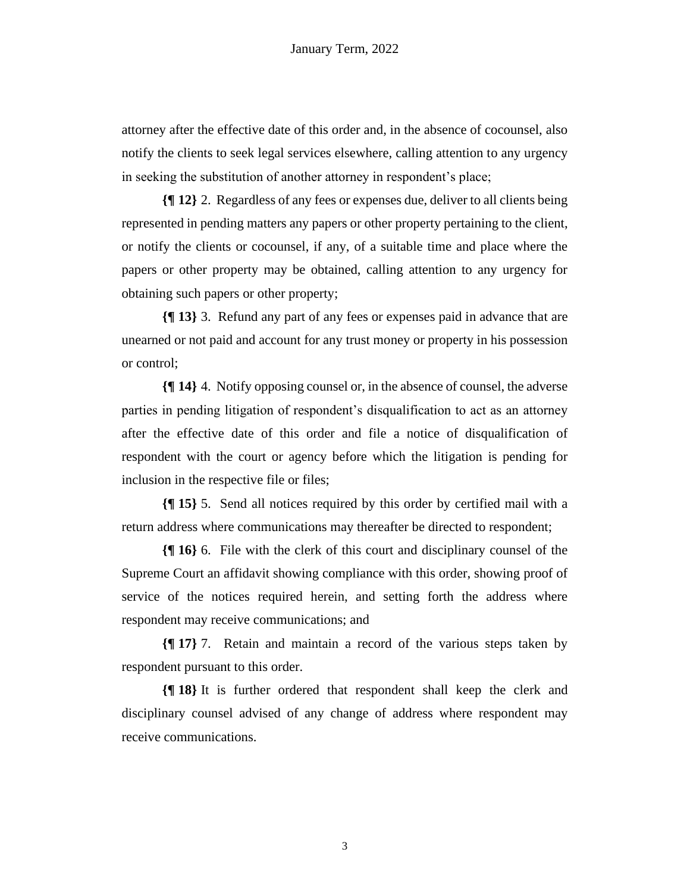attorney after the effective date of this order and, in the absence of cocounsel, also notify the clients to seek legal services elsewhere, calling attention to any urgency in seeking the substitution of another attorney in respondent's place;

**{¶ 12}** 2. Regardless of any fees or expenses due, deliver to all clients being represented in pending matters any papers or other property pertaining to the client, or notify the clients or cocounsel, if any, of a suitable time and place where the papers or other property may be obtained, calling attention to any urgency for obtaining such papers or other property;

**{¶ 13}** 3. Refund any part of any fees or expenses paid in advance that are unearned or not paid and account for any trust money or property in his possession or control;

**{¶ 14}** 4. Notify opposing counsel or, in the absence of counsel, the adverse parties in pending litigation of respondent's disqualification to act as an attorney after the effective date of this order and file a notice of disqualification of respondent with the court or agency before which the litigation is pending for inclusion in the respective file or files;

**{¶ 15}** 5. Send all notices required by this order by certified mail with a return address where communications may thereafter be directed to respondent;

**{¶ 16}** 6. File with the clerk of this court and disciplinary counsel of the Supreme Court an affidavit showing compliance with this order, showing proof of service of the notices required herein, and setting forth the address where respondent may receive communications; and

**{¶ 17}** 7. Retain and maintain a record of the various steps taken by respondent pursuant to this order.

**{¶ 18}** It is further ordered that respondent shall keep the clerk and disciplinary counsel advised of any change of address where respondent may receive communications.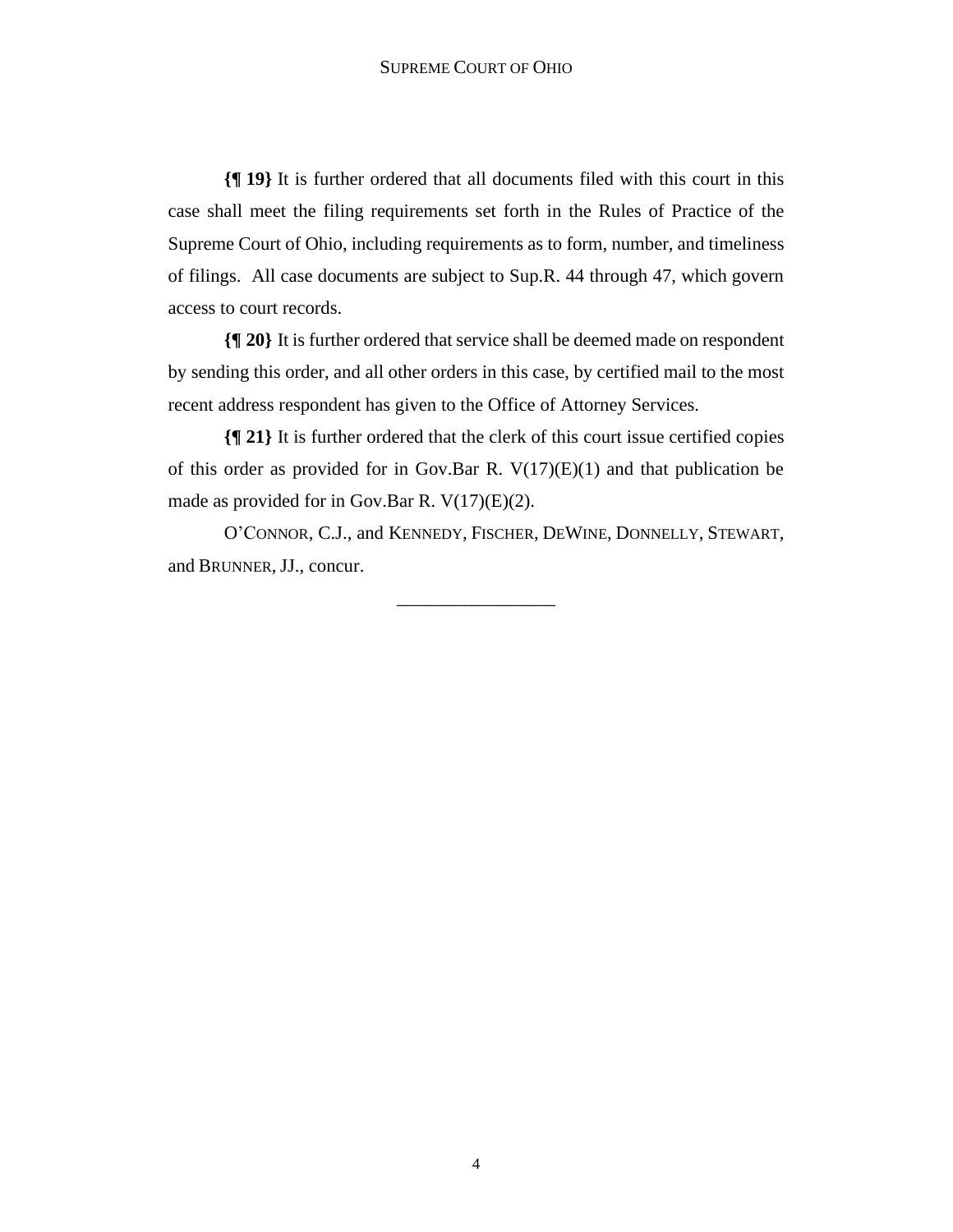**{¶ 19}** It is further ordered that all documents filed with this court in this case shall meet the filing requirements set forth in the Rules of Practice of the Supreme Court of Ohio, including requirements as to form, number, and timeliness of filings. All case documents are subject to Sup.R. 44 through 47, which govern access to court records.

**{¶ 20}** It is further ordered that service shall be deemed made on respondent by sending this order, and all other orders in this case, by certified mail to the most recent address respondent has given to the Office of Attorney Services.

**{¶ 21}** It is further ordered that the clerk of this court issue certified copies of this order as provided for in Gov.Bar R. V(17)(E)(1) and that publication be made as provided for in Gov.Bar R. V(17)(E)(2).

O'CONNOR, C.J., and KENNEDY, FISCHER, DEWINE, DONNELLY, STEWART, and BRUNNER, JJ., concur.

_________________